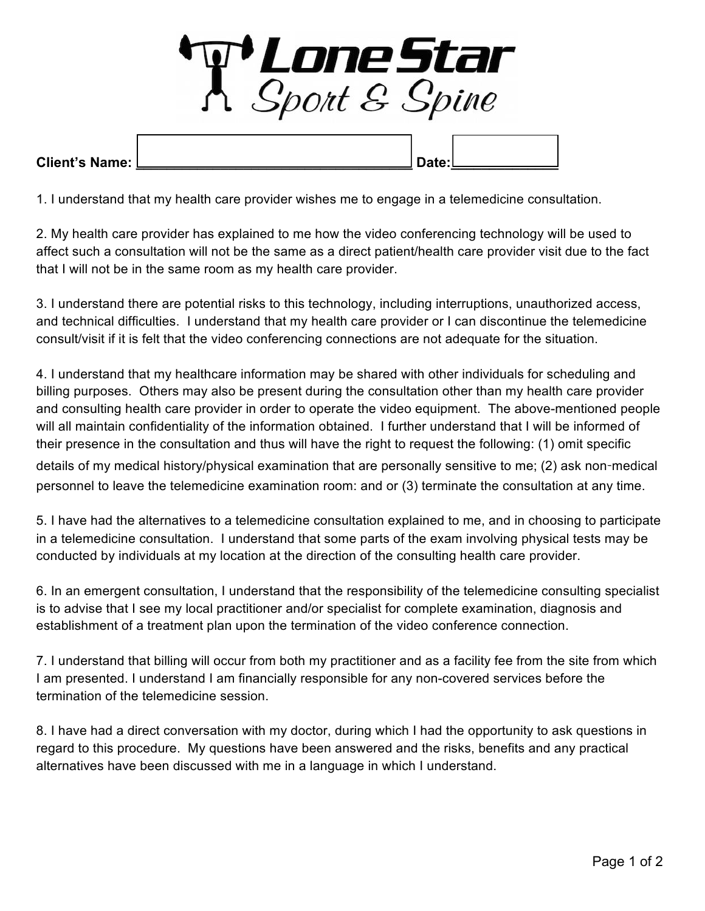# Lone Star Sport & Spine

**Client's Name:** ______________________ **Date:** __________

1. I understand that my health care provider wishes me to engage in a telemedicine consultation.

2. My health care provider has explained to me how the video conferencing technology will be used to affect such a consultation will not be the same as a direct patient/health care provider visit due to the fact that I will not be in the same room as my health care provider.

3. I understand there are potential risks to this technology, including interruptions, unauthorized access, and technical difficulties. I understand that my health care provider or I can discontinue the telemedicine consult/visit if it is felt that the video conferencing connections are not adequate for the situation.

4. I understand that my healthcare information may be shared with other individuals for scheduling and billing purposes. Others may also be present during the consultation other than my health care provider and consulting health care provider in order to operate the video equipment. The above-mentioned people will all maintain confidentiality of the information obtained. I further understand that I will be informed of their presence in the consultation and thus will have the right to request the following: (1) omit specific details of my medical history/physical examination that are personally sensitive to me; (2) ask non-medical personnel to leave the telemedicine examination room: and or (3) terminate the consultation at any time.

5. I have had the alternatives to a telemedicine consultation explained to me, and in choosing to participate in a telemedicine consultation. I understand that some parts of the exam involving physical tests may be conducted by individuals at my location at the direction of the consulting health care provider.

6. In an emergent consultation, I understand that the responsibility of the telemedicine consulting specialist is to advise that I see my local practitioner and/or specialist for complete examination, diagnosis and establishment of a treatment plan upon the termination of the video conference connection.

7. I understand that billing will occur from both my practitioner and as a facility fee from the site from which I am presented. I understand I am financially responsible for any non-covered services before the termination of the telemedicine session.

8. I have had a direct conversation with my doctor, during which I had the opportunity to ask questions in regard to this procedure. My questions have been answered and the risks, benefits and any practical alternatives have been discussed with me in a language in which I understand.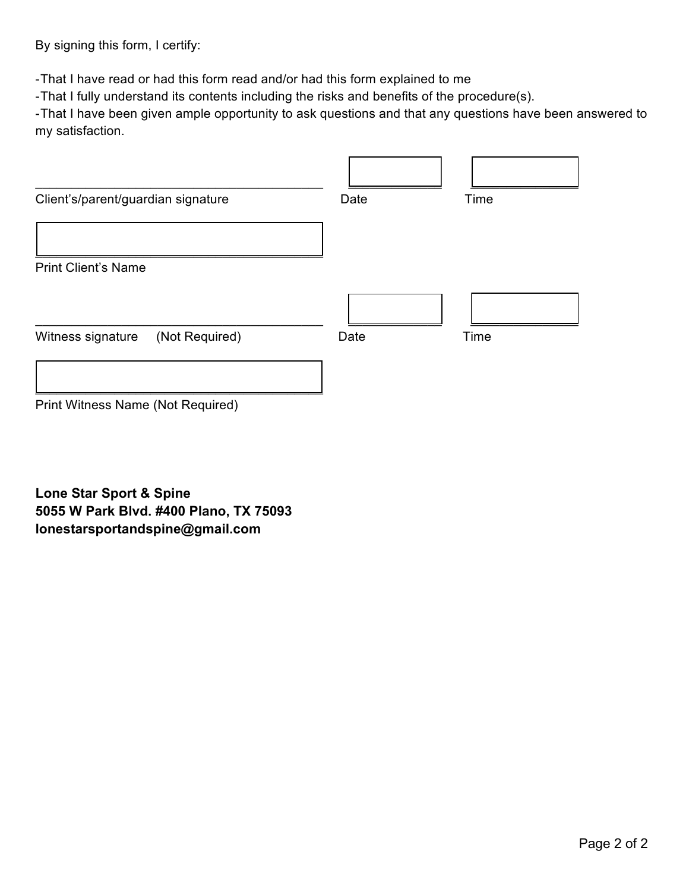By signing this form, I certify:

-That I have read or had this form read and/or had this form explained to me
-That I fully understand its contents including the risks and benefits of the procedure(s).
-That I have been given ample opportunity to ask questions and that any questions have been answered to my satisfaction.

______________________________________ Date ________ Time ________

Client's/parent/guardian signature

______________________________________

Print Client's Name

______________________________________ Date ________ Time ________

Witness signature (Not Required)

______________________________________

Print Witness Name (Not Required)

**Lone Star Sport & Spine**
**5055 W Park Blvd. #400 Plano, TX 75093**
**lonestarsportandspine@gmail.com**